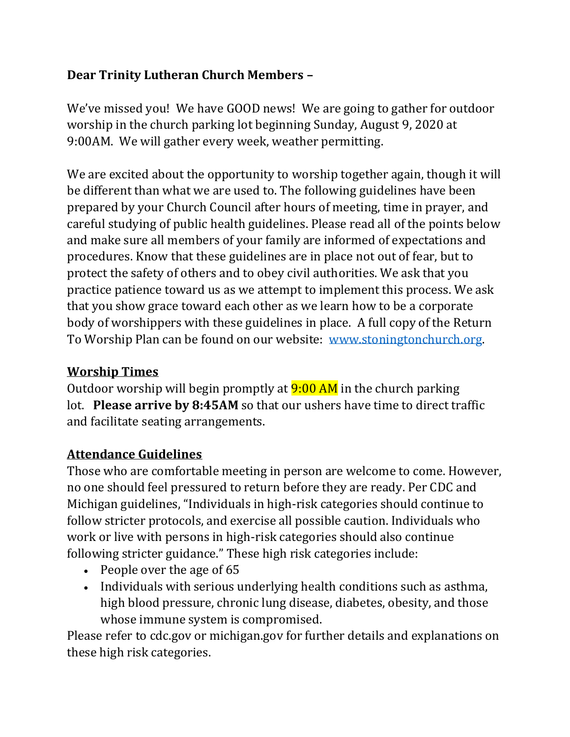**Dear Trinity Lutheran Church Members –**

We've missed you! We have GOOD news! We are going to gather for outdoor worship in the church parking lot beginning Sunday, August 9, 2020 at 9:00AM. We will gather every week, weather permitting.

We are excited about the opportunity to worship together again, though it will be different than what we are used to. The following guidelines have been prepared by your Church Council after hours of meeting, time in prayer, and careful studying of public health guidelines. Please read all of the points below and make sure all members of your family are informed of expectations and procedures. Know that these guidelines are in place not out of fear, but to protect the safety of others and to obey civil authorities. We ask that you practice patience toward us as we attempt to implement this process. We ask that you show grace toward each other as we learn how to be a corporate body of worshippers with these guidelines in place. A full copy of the Return To Worship Plan can be found on our website: [www.stoningtonchurch.org](http://www.stoningtonchurch.org).

## Worship Times

Outdoor worship will begin promptly at 9:00 AM in the church parking lot. **Please arrive by 8:45AM** so that our ushers have time to direct traffic and facilitate seating arrangements.

## Attendance Guidelines

Those who are comfortable meeting in person are welcome to come. However, no one should feel pressured to return before they are ready. Per CDC and Michigan guidelines, "Individuals in high-risk categories should continue to follow stricter protocols, and exercise all possible caution. Individuals who work or live with persons in high-risk categories should also continue following stricter guidance." These high risk categories include:

- People over the age of 65
- Individuals with serious underlying health conditions such as asthma, high blood pressure, chronic lung disease, diabetes, obesity, and those whose immune system is compromised.

Please refer to cdc.gov or michigan.gov for further details and explanations on these high risk categories.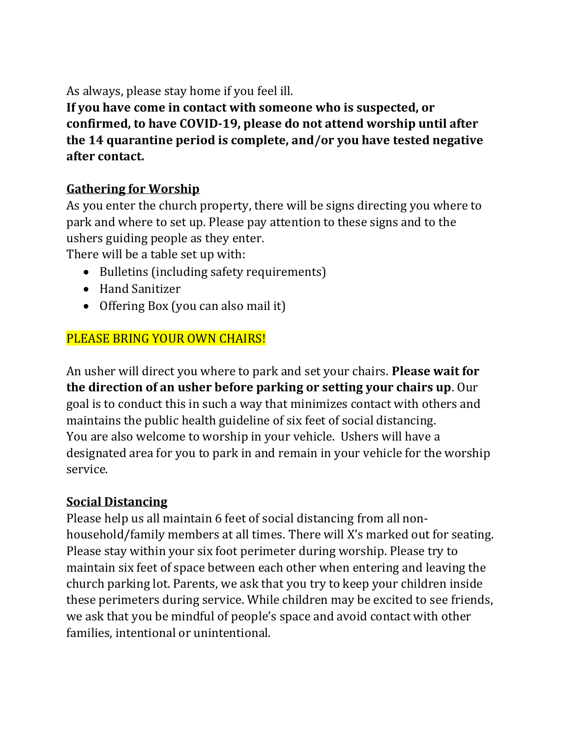As always, please stay home if you feel ill.

**If you have come in contact with someone who is suspected, or confirmed, to have COVID-19, please do not attend worship until after the 14 quarantine period is complete, and/or you have tested negative after contact.**

## Gathering for Worship

As you enter the church property, there will be signs directing you where to park and where to set up. Please pay attention to these signs and to the ushers guiding people as they enter.

There will be a table set up with:

- Bulletins (including safety requirements)
- Hand Sanitizer
- Offering Box (you can also mail it)

PLEASE BRING YOUR OWN CHAIRS!

An usher will direct you where to park and set your chairs. **Please wait for the direction of an usher before parking or setting your chairs up**. Our goal is to conduct this in such a way that minimizes contact with others and maintains the public health guideline of six feet of social distancing.

You are also welcome to worship in your vehicle. Ushers will have a designated area for you to park in and remain in your vehicle for the worship service.

## Social Distancing

Please help us all maintain 6 feet of social distancing from all non-household/family members at all times. There will X's marked out for seating. Please stay within your six foot perimeter during worship. Please try to maintain six feet of space between each other when entering and leaving the church parking lot. Parents, we ask that you try to keep your children inside these perimeters during service. While children may be excited to see friends, we ask that you be mindful of people's space and avoid contact with other families, intentional or unintentional.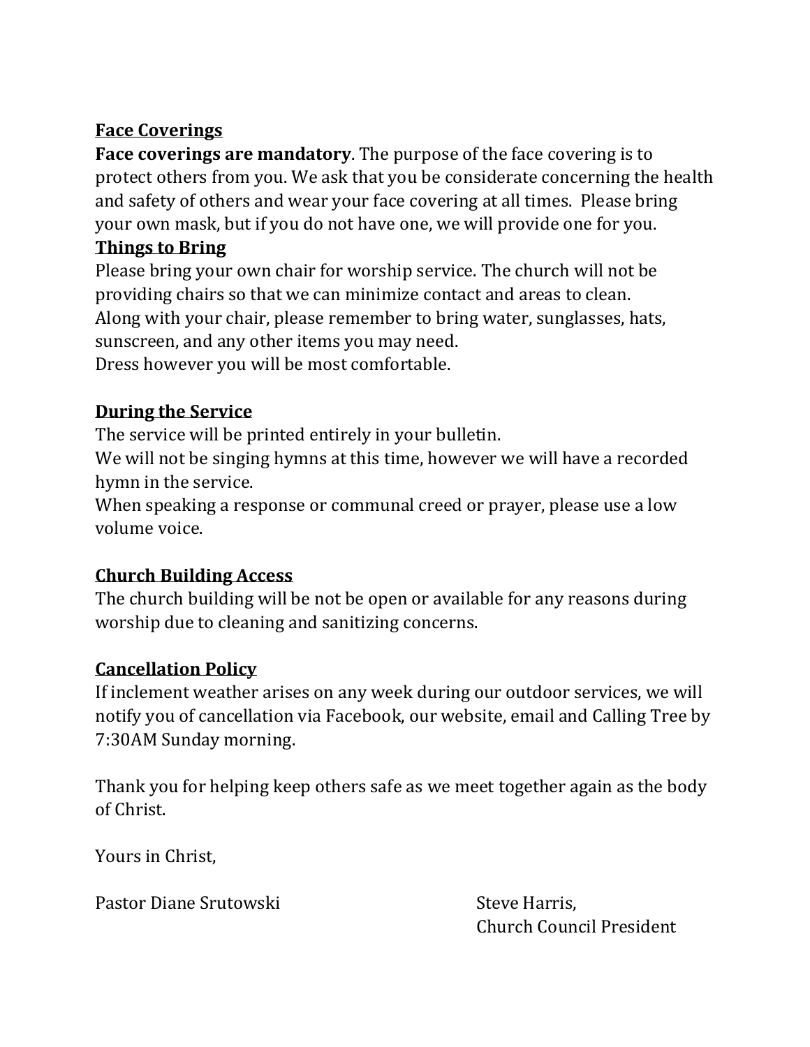**Face Coverings**

**Face coverings are mandatory**. The purpose of the face covering is to protect others from you. We ask that you be considerate concerning the health and safety of others and wear your face covering at all times. Please bring your own mask, but if you do not have one, we will provide one for you.

**Things to Bring**

Please bring your own chair for worship service. The church will not be providing chairs so that we can minimize contact and areas to clean.
Along with your chair, please remember to bring water, sunglasses, hats, sunscreen, and any other items you may need.
Dress however you will be most comfortable.

**During the Service**

The service will be printed entirely in your bulletin.
We will not be singing hymns at this time, however we will have a recorded hymn in the service.
When speaking a response or communal creed or prayer, please use a low volume voice.

**Church Building Access**

The church building will be not be open or available for any reasons during worship due to cleaning and sanitizing concerns.

**Cancellation Policy**

If inclement weather arises on any week during our outdoor services, we will notify you of cancellation via Facebook, our website, email and Calling Tree by 7:30AM Sunday morning.

Thank you for helping keep others safe as we meet together again as the body of Christ.

Yours in Christ,

Pastor Diane Srutowski

Steve Harris,
Church Council President